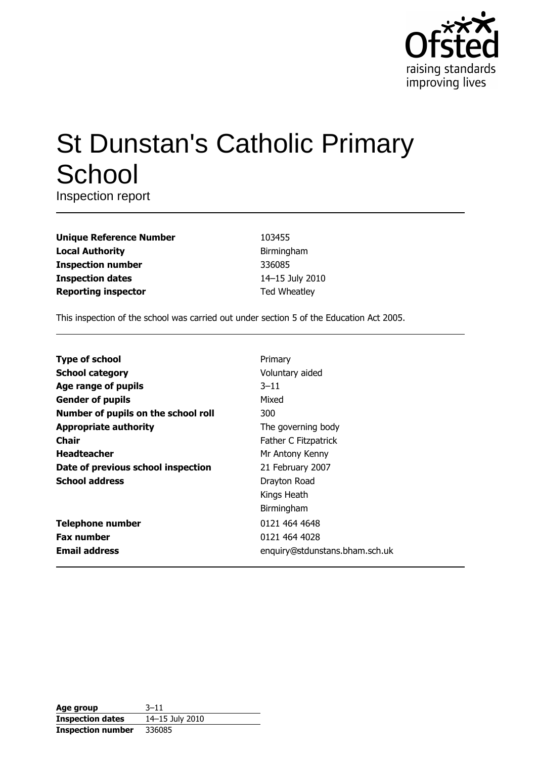# St Dunstan's Catholic Primary School

Inspection report

| | |
|---|---|
| **Unique Reference Number** | 103455 |
| **Local Authority** | Birmingham |
| **Inspection number** | 336085 |
| **Inspection dates** | 14–15 July 2010 |
| **Reporting inspector** | Ted Wheatley |

This inspection of the school was carried out under section 5 of the Education Act 2005.

| | |
|---|---|
| **Type of school** | Primary |
| **School category** | Voluntary aided |
| **Age range of pupils** | 3–11 |
| **Gender of pupils** | Mixed |
| **Number of pupils on the school roll** | 300 |
| **Appropriate authority** | The governing body |
| **Chair** | Father C Fitzpatrick |
| **Headteacher** | Mr Antony Kenny |
| **Date of previous school inspection** | 21 February 2007 |
| **School address** | Drayton Road<br>Kings Heath<br>Birmingham |
| **Telephone number** | 0121 464 4648 |
| **Fax number** | 0121 464 4028 |
| **Email address** | enquiry@stdunstans.bham.sch.uk |

| | |
|---|---|
| **Age group** | 3–11 |
| **Inspection dates** | 14–15 July 2010 |
| **Inspection number** | 336085 |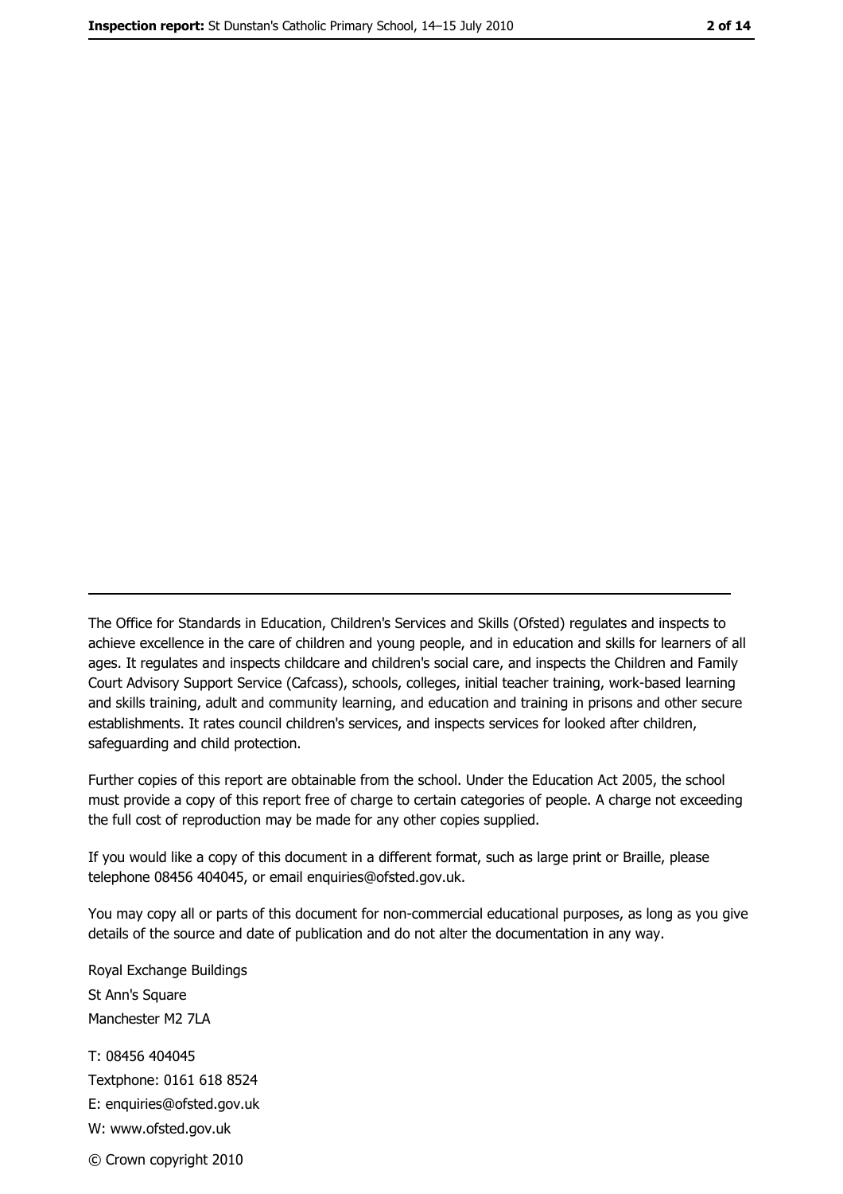The Office for Standards in Education, Children's Services and Skills (Ofsted) regulates and inspects to achieve excellence in the care of children and young people, and in education and skills for learners of all ages. It regulates and inspects childcare and children's social care, and inspects the Children and Family Court Advisory Support Service (Cafcass), schools, colleges, initial teacher training, work-based learning and skills training, adult and community learning, and education and training in prisons and other secure establishments. It rates council children's services, and inspects services for looked after children, safeguarding and child protection.

Further copies of this report are obtainable from the school. Under the Education Act 2005, the school must provide a copy of this report free of charge to certain categories of people. A charge not exceeding the full cost of reproduction may be made for any other copies supplied.

If you would like a copy of this document in a different format, such as large print or Braille, please telephone 08456 404045, or email enquiries@ofsted.gov.uk.

You may copy all or parts of this document for non-commercial educational purposes, as long as you give details of the source and date of publication and do not alter the documentation in any way.

Royal Exchange Buildings
St Ann's Square
Manchester M2 7LA

T: 08456 404045
Textphone: 0161 618 8524
E: enquiries@ofsted.gov.uk
W: www.ofsted.gov.uk

© Crown copyright 2010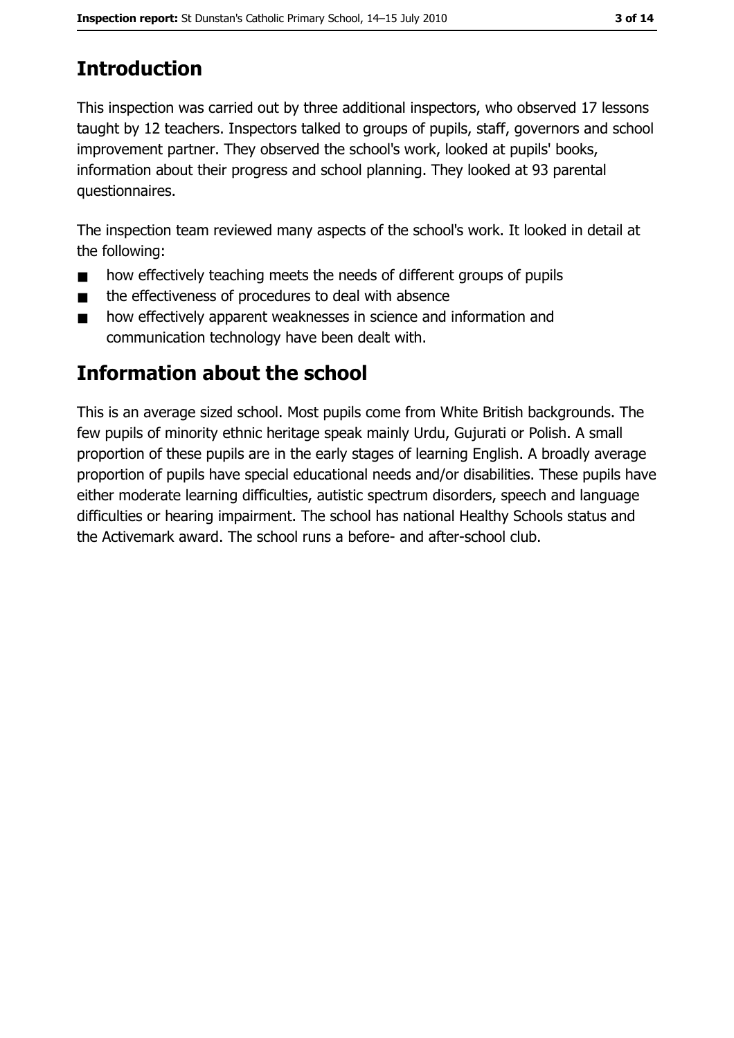## Introduction

This inspection was carried out by three additional inspectors, who observed 17 lessons taught by 12 teachers. Inspectors talked to groups of pupils, staff, governors and school improvement partner. They observed the school's work, looked at pupils' books, information about their progress and school planning. They looked at 93 parental questionnaires.

The inspection team reviewed many aspects of the school's work. It looked in detail at the following:

- how effectively teaching meets the needs of different groups of pupils
- the effectiveness of procedures to deal with absence
- how effectively apparent weaknesses in science and information and communication technology have been dealt with.

## Information about the school

This is an average sized school. Most pupils come from White British backgrounds. The few pupils of minority ethnic heritage speak mainly Urdu, Gujurati or Polish. A small proportion of these pupils are in the early stages of learning English. A broadly average proportion of pupils have special educational needs and/or disabilities. These pupils have either moderate learning difficulties, autistic spectrum disorders, speech and language difficulties or hearing impairment. The school has national Healthy Schools status and the Activemark award. The school runs a before- and after-school club.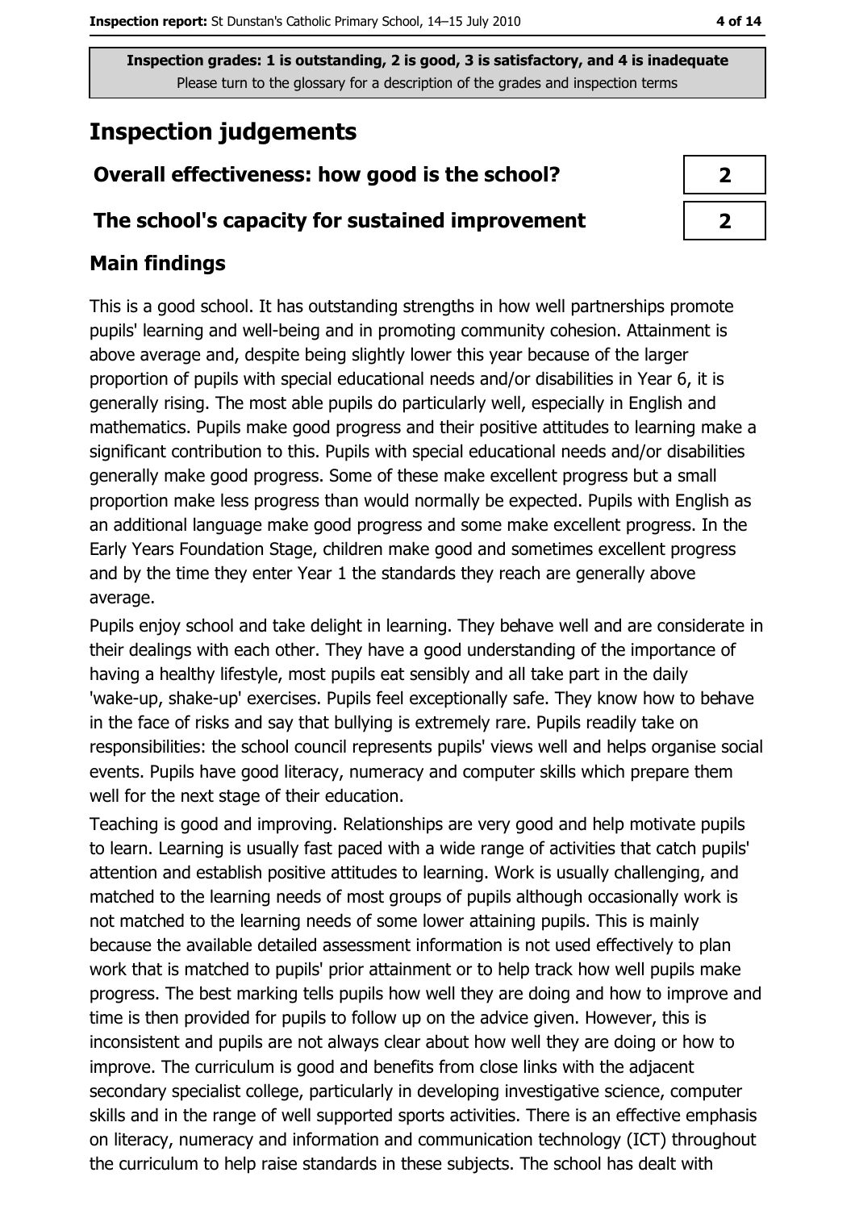Inspection grades: 1 is outstanding, 2 is good, 3 is satisfactory, and 4 is inadequate
Please turn to the glossary for a description of the grades and inspection terms

## Inspection judgements

| | |
|---|---|
| **Overall effectiveness: how good is the school?** | 2 |
| **The school's capacity for sustained improvement** | 2 |

### Main findings

This is a good school. It has outstanding strengths in how well partnerships promote pupils' learning and well-being and in promoting community cohesion. Attainment is above average and, despite being slightly lower this year because of the larger proportion of pupils with special educational needs and/or disabilities in Year 6, it is generally rising. The most able pupils do particularly well, especially in English and mathematics. Pupils make good progress and their positive attitudes to learning make a significant contribution to this. Pupils with special educational needs and/or disabilities generally make good progress. Some of these make excellent progress but a small proportion make less progress than would normally be expected. Pupils with English as an additional language make good progress and some make excellent progress. In the Early Years Foundation Stage, children make good and sometimes excellent progress and by the time they enter Year 1 the standards they reach are generally above average.

Pupils enjoy school and take delight in learning. They behave well and are considerate in their dealings with each other. They have a good understanding of the importance of having a healthy lifestyle, most pupils eat sensibly and all take part in the daily 'wake-up, shake-up' exercises. Pupils feel exceptionally safe. They know how to behave in the face of risks and say that bullying is extremely rare. Pupils readily take on responsibilities: the school council represents pupils' views well and helps organise social events. Pupils have good literacy, numeracy and computer skills which prepare them well for the next stage of their education.

Teaching is good and improving. Relationships are very good and help motivate pupils to learn. Learning is usually fast paced with a wide range of activities that catch pupils' attention and establish positive attitudes to learning. Work is usually challenging, and matched to the learning needs of most groups of pupils although occasionally work is not matched to the learning needs of some lower attaining pupils. This is mainly because the available detailed assessment information is not used effectively to plan work that is matched to pupils' prior attainment or to help track how well pupils make progress. The best marking tells pupils how well they are doing and how to improve and time is then provided for pupils to follow up on the advice given. However, this is inconsistent and pupils are not always clear about how well they are doing or how to improve. The curriculum is good and benefits from close links with the adjacent secondary specialist college, particularly in developing investigative science, computer skills and in the range of well supported sports activities. There is an effective emphasis on literacy, numeracy and information and communication technology (ICT) throughout the curriculum to help raise standards in these subjects. The school has dealt with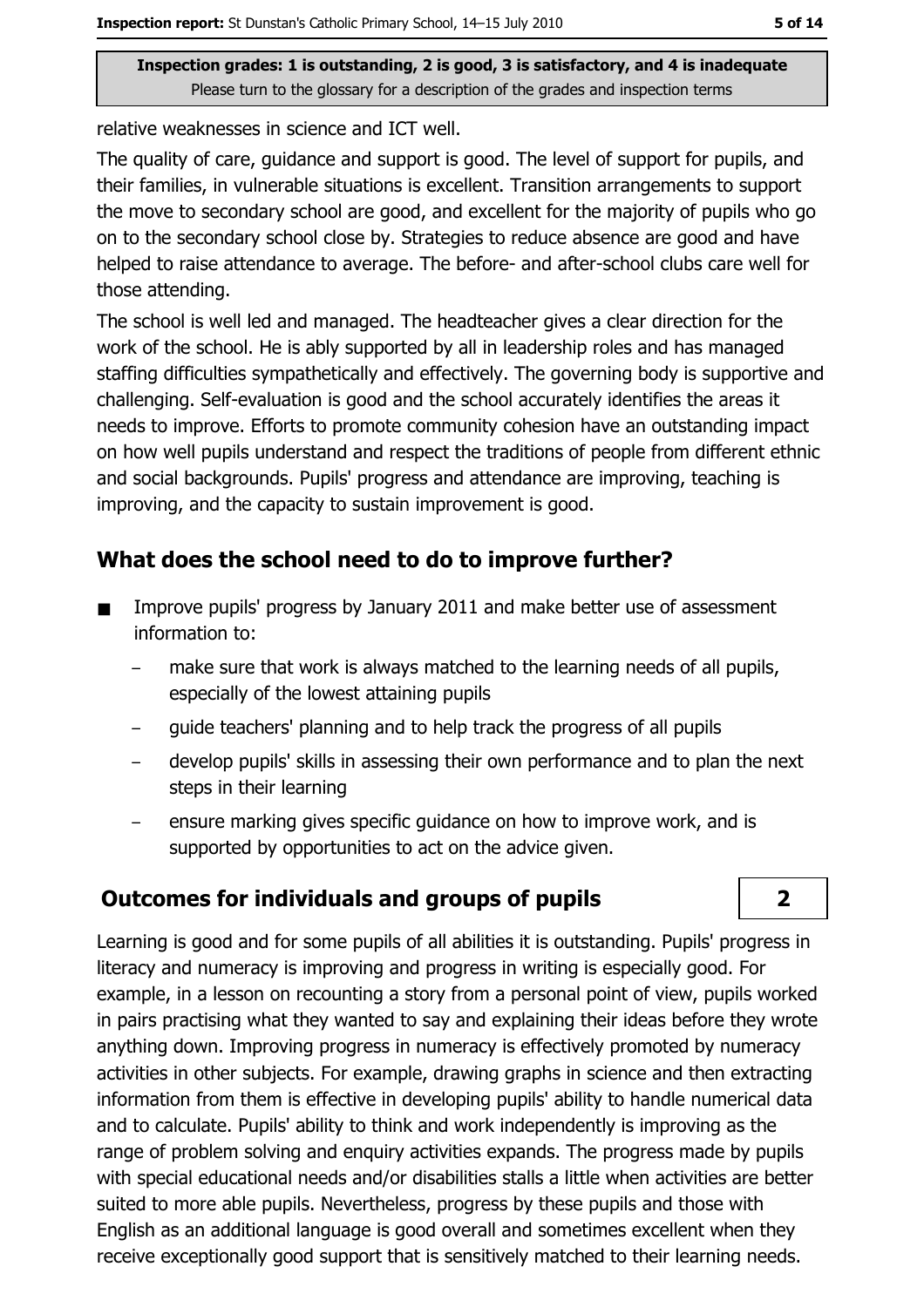relative weaknesses in science and ICT well.

The quality of care, guidance and support is good. The level of support for pupils, and their families, in vulnerable situations is excellent. Transition arrangements to support the move to secondary school are good, and excellent for the majority of pupils who go on to the secondary school close by. Strategies to reduce absence are good and have helped to raise attendance to average. The before- and after-school clubs care well for those attending.

The school is well led and managed. The headteacher gives a clear direction for the work of the school. He is ably supported by all in leadership roles and has managed staffing difficulties sympathetically and effectively. The governing body is supportive and challenging. Self-evaluation is good and the school accurately identifies the areas it needs to improve. Efforts to promote community cohesion have an outstanding impact on how well pupils understand and respect the traditions of people from different ethnic and social backgrounds. Pupils' progress and attendance are improving, teaching is improving, and the capacity to sustain improvement is good.

## What does the school need to do to improve further?

- Improve pupils' progress by January 2011 and make better use of assessment information to:
  - make sure that work is always matched to the learning needs of all pupils, especially of the lowest attaining pupils
  - guide teachers' planning and to help track the progress of all pupils
  - develop pupils' skills in assessing their own performance and to plan the next steps in their learning
  - ensure marking gives specific guidance on how to improve work, and is supported by opportunities to act on the advice given.

## Outcomes for individuals and groups of pupils — 2

Learning is good and for some pupils of all abilities it is outstanding. Pupils' progress in literacy and numeracy is improving and progress in writing is especially good. For example, in a lesson on recounting a story from a personal point of view, pupils worked in pairs practising what they wanted to say and explaining their ideas before they wrote anything down. Improving progress in numeracy is effectively promoted by numeracy activities in other subjects. For example, drawing graphs in science and then extracting information from them is effective in developing pupils' ability to handle numerical data and to calculate. Pupils' ability to think and work independently is improving as the range of problem solving and enquiry activities expands. The progress made by pupils with special educational needs and/or disabilities stalls a little when activities are better suited to more able pupils. Nevertheless, progress by these pupils and those with English as an additional language is good overall and sometimes excellent when they receive exceptionally good support that is sensitively matched to their learning needs.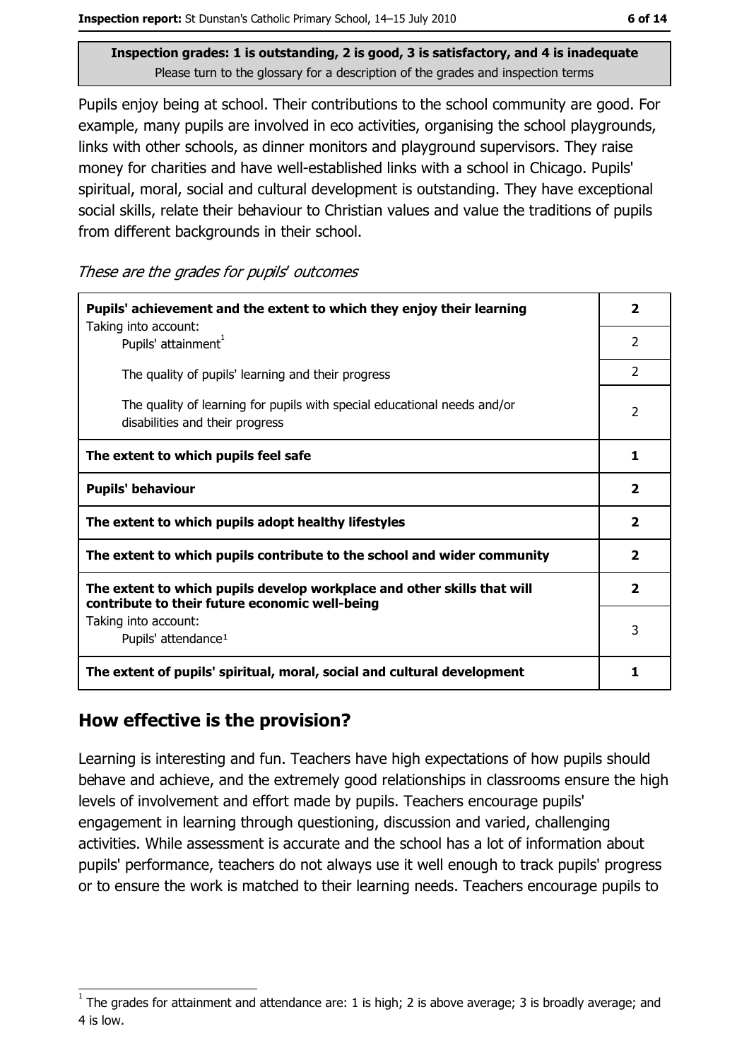**Inspection grades: 1 is outstanding, 2 is good, 3 is satisfactory, and 4 is inadequate**
Please turn to the glossary for a description of the grades and inspection terms

Pupils enjoy being at school. Their contributions to the school community are good. For example, many pupils are involved in eco activities, organising the school playgrounds, links with other schools, as dinner monitors and playground supervisors. They raise money for charities and have well-established links with a school in Chicago. Pupils' spiritual, moral, social and cultural development is outstanding. They have exceptional social skills, relate their behaviour to Christian values and value the traditions of pupils from different backgrounds in their school.

*These are the grades for pupils' outcomes*

| | |
|---|---|
| **Pupils' achievement and the extent to which they enjoy their learning** Taking into account: | **2** |
| Pupils' attainment[1] | 2 |
| The quality of pupils' learning and their progress | 2 |
| The quality of learning for pupils with special educational needs and/or disabilities and their progress | 2 |
| **The extent to which pupils feel safe** | **1** |
| **Pupils' behaviour** | **2** |
| **The extent to which pupils adopt healthy lifestyles** | **2** |
| **The extent to which pupils contribute to the school and wider community** | **2** |
| **The extent to which pupils develop workplace and other skills that will contribute to their future economic well-being** | **2** |
| Taking into account: Pupils' attendance[1] | 3 |
| **The extent of pupils' spiritual, moral, social and cultural development** | **1** |

## How effective is the provision?

Learning is interesting and fun. Teachers have high expectations of how pupils should behave and achieve, and the extremely good relationships in classrooms ensure the high levels of involvement and effort made by pupils. Teachers encourage pupils' engagement in learning through questioning, discussion and varied, challenging activities. While assessment is accurate and the school has a lot of information about pupils' performance, teachers do not always use it well enough to track pupils' progress or to ensure the work is matched to their learning needs. Teachers encourage pupils to

[1] The grades for attainment and attendance are: 1 is high; 2 is above average; 3 is broadly average; and 4 is low.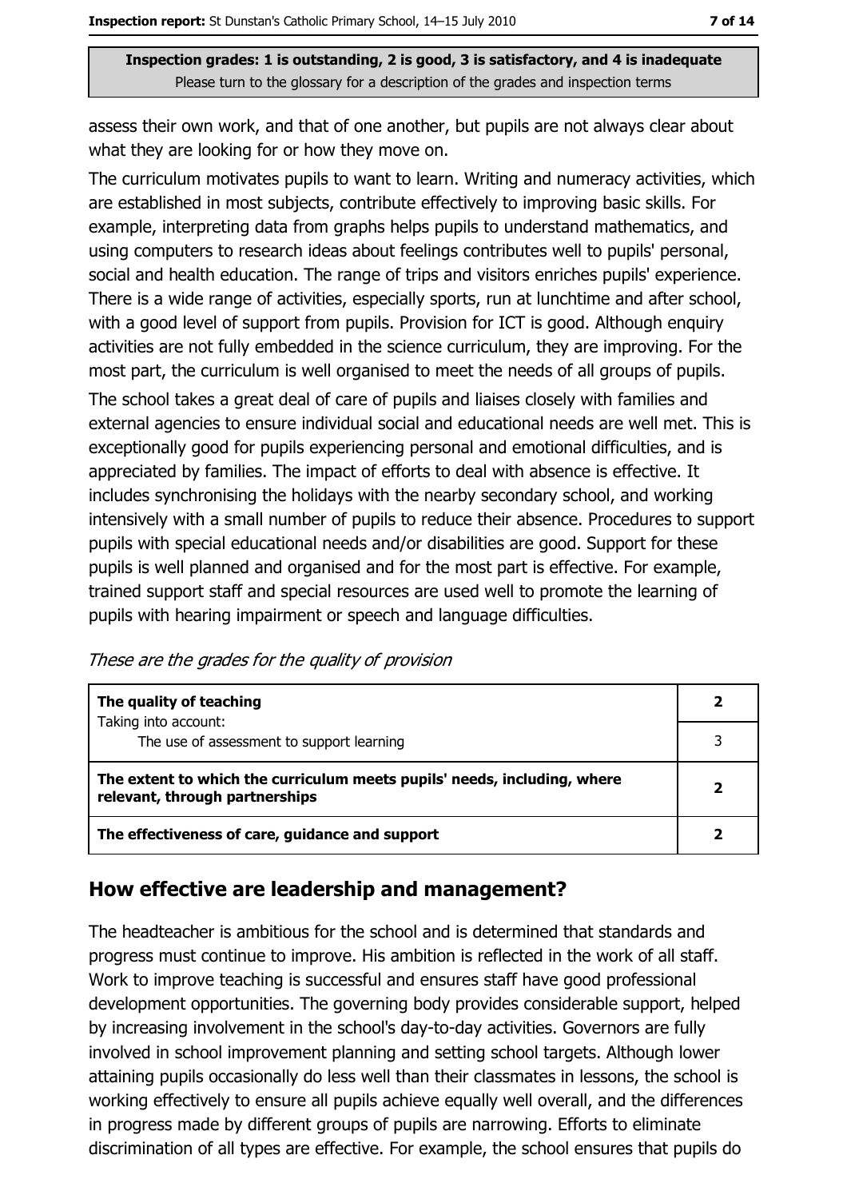assess their own work, and that of one another, but pupils are not always clear about what they are looking for or how they move on.

The curriculum motivates pupils to want to learn. Writing and numeracy activities, which are established in most subjects, contribute effectively to improving basic skills. For example, interpreting data from graphs helps pupils to understand mathematics, and using computers to research ideas about feelings contributes well to pupils' personal, social and health education. The range of trips and visitors enriches pupils' experience. There is a wide range of activities, especially sports, run at lunchtime and after school, with a good level of support from pupils. Provision for ICT is good. Although enquiry activities are not fully embedded in the science curriculum, they are improving. For the most part, the curriculum is well organised to meet the needs of all groups of pupils.

The school takes a great deal of care of pupils and liaises closely with families and external agencies to ensure individual social and educational needs are well met. This is exceptionally good for pupils experiencing personal and emotional difficulties, and is appreciated by families. The impact of efforts to deal with absence is effective. It includes synchronising the holidays with the nearby secondary school, and working intensively with a small number of pupils to reduce their absence. Procedures to support pupils with special educational needs and/or disabilities are good. Support for these pupils is well planned and organised and for the most part is effective. For example, trained support staff and special resources are used well to promote the learning of pupils with hearing impairment or speech and language difficulties.

*These are the grades for the quality of provision*

| | |
|---|---|
| **The quality of teaching** | **2** |
| Taking into account: The use of assessment to support learning | 3 |
| **The extent to which the curriculum meets pupils' needs, including, where relevant, through partnerships** | **2** |
| **The effectiveness of care, guidance and support** | **2** |

## How effective are leadership and management?

The headteacher is ambitious for the school and is determined that standards and progress must continue to improve. His ambition is reflected in the work of all staff. Work to improve teaching is successful and ensures staff have good professional development opportunities. The governing body provides considerable support, helped by increasing involvement in the school's day-to-day activities. Governors are fully involved in school improvement planning and setting school targets. Although lower attaining pupils occasionally do less well than their classmates in lessons, the school is working effectively to ensure all pupils achieve equally well overall, and the differences in progress made by different groups of pupils are narrowing. Efforts to eliminate discrimination of all types are effective. For example, the school ensures that pupils do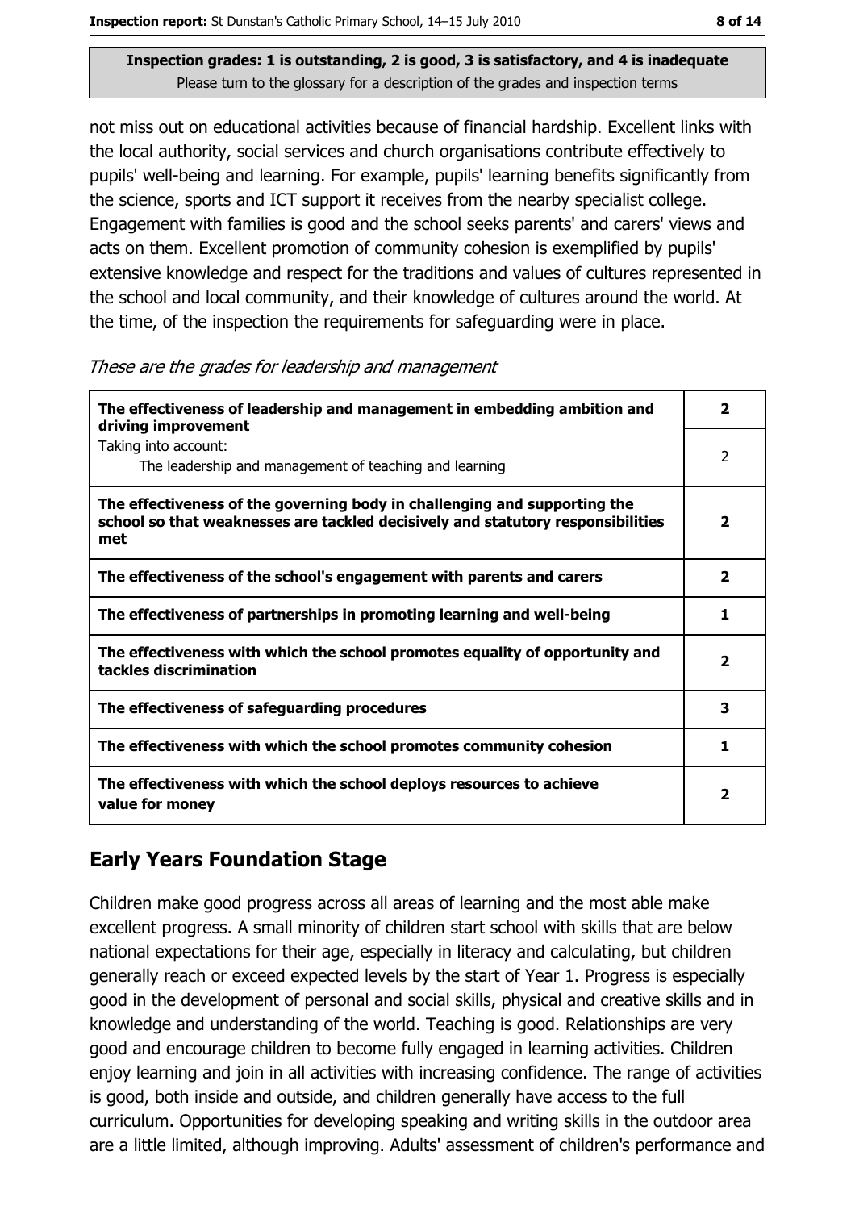Inspection grades: 1 is outstanding, 2 is good, 3 is satisfactory, and 4 is inadequate
Please turn to the glossary for a description of the grades and inspection terms

not miss out on educational activities because of financial hardship. Excellent links with the local authority, social services and church organisations contribute effectively to pupils' well-being and learning. For example, pupils' learning benefits significantly from the science, sports and ICT support it receives from the nearby specialist college. Engagement with families is good and the school seeks parents' and carers' views and acts on them. Excellent promotion of community cohesion is exemplified by pupils' extensive knowledge and respect for the traditions and values of cultures represented in the school and local community, and their knowledge of cultures around the world. At the time, of the inspection the requirements for safeguarding were in place.

*These are the grades for leadership and management*

| | |
|---|---|
| **The effectiveness of leadership and management in embedding ambition and driving improvement** | **2** |
| Taking into account: The leadership and management of teaching and learning | 2 |
| **The effectiveness of the governing body in challenging and supporting the school so that weaknesses are tackled decisively and statutory responsibilities met** | **2** |
| **The effectiveness of the school's engagement with parents and carers** | **2** |
| **The effectiveness of partnerships in promoting learning and well-being** | **1** |
| **The effectiveness with which the school promotes equality of opportunity and tackles discrimination** | **2** |
| **The effectiveness of safeguarding procedures** | **3** |
| **The effectiveness with which the school promotes community cohesion** | **1** |
| **The effectiveness with which the school deploys resources to achieve value for money** | **2** |

## Early Years Foundation Stage

Children make good progress across all areas of learning and the most able make excellent progress. A small minority of children start school with skills that are below national expectations for their age, especially in literacy and calculating, but children generally reach or exceed expected levels by the start of Year 1. Progress is especially good in the development of personal and social skills, physical and creative skills and in knowledge and understanding of the world. Teaching is good. Relationships are very good and encourage children to become fully engaged in learning activities. Children enjoy learning and join in all activities with increasing confidence. The range of activities is good, both inside and outside, and children generally have access to the full curriculum. Opportunities for developing speaking and writing skills in the outdoor area are a little limited, although improving. Adults' assessment of children's performance and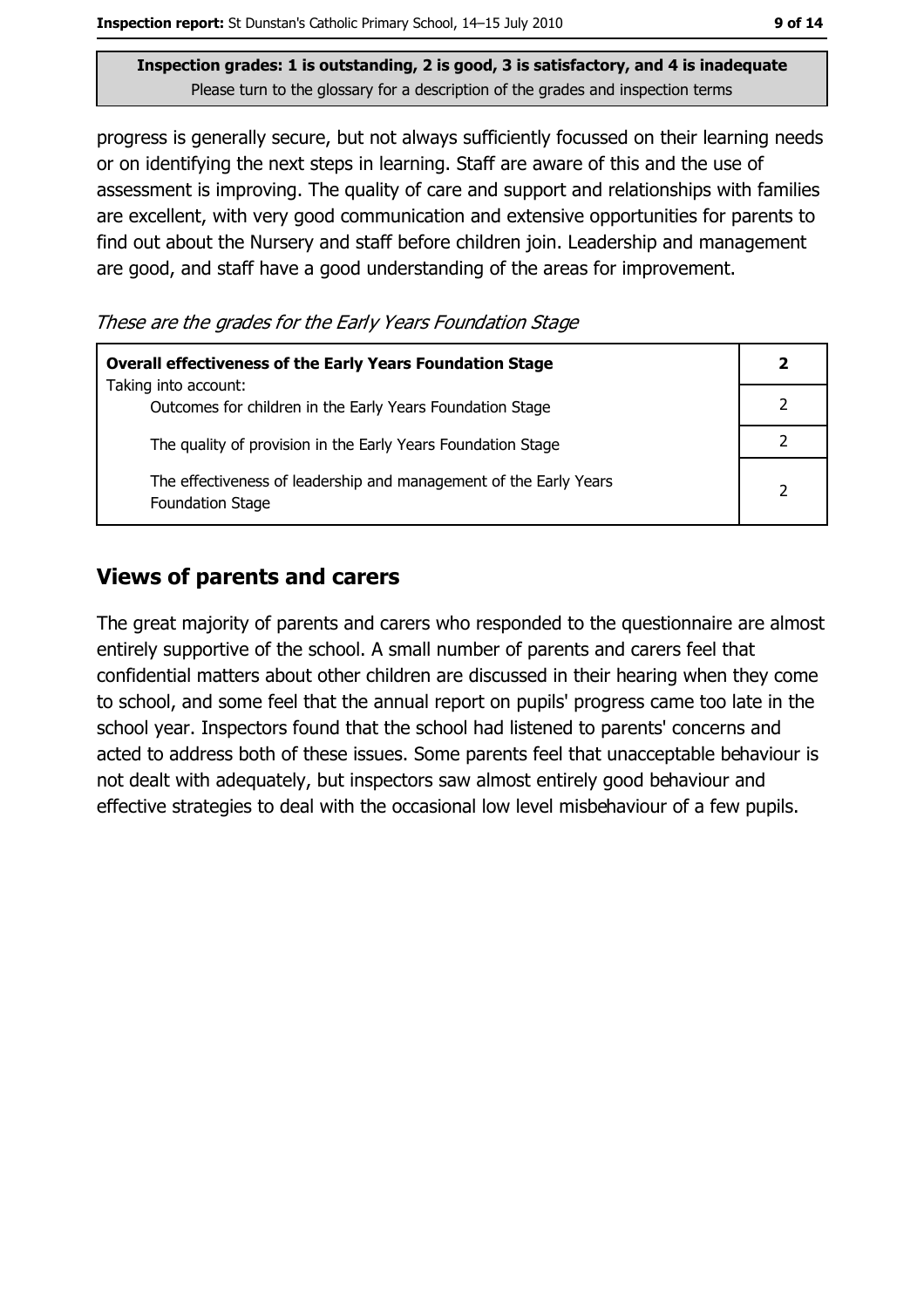**Inspection grades: 1 is outstanding, 2 is good, 3 is satisfactory, and 4 is inadequate**
Please turn to the glossary for a description of the grades and inspection terms

progress is generally secure, but not always sufficiently focussed on their learning needs or on identifying the next steps in learning. Staff are aware of this and the use of assessment is improving. The quality of care and support and relationships with families are excellent, with very good communication and extensive opportunities for parents to find out about the Nursery and staff before children join. Leadership and management are good, and staff have a good understanding of the areas for improvement.

*These are the grades for the Early Years Foundation Stage*

| **Overall effectiveness of the Early Years Foundation Stage** Taking into account: | **2** |
|---|---|
| Outcomes for children in the Early Years Foundation Stage | 2 |
| The quality of provision in the Early Years Foundation Stage | 2 |
| The effectiveness of leadership and management of the Early Years Foundation Stage | 2 |

## Views of parents and carers

The great majority of parents and carers who responded to the questionnaire are almost entirely supportive of the school. A small number of parents and carers feel that confidential matters about other children are discussed in their hearing when they come to school, and some feel that the annual report on pupils' progress came too late in the school year. Inspectors found that the school had listened to parents' concerns and acted to address both of these issues. Some parents feel that unacceptable behaviour is not dealt with adequately, but inspectors saw almost entirely good behaviour and effective strategies to deal with the occasional low level misbehaviour of a few pupils.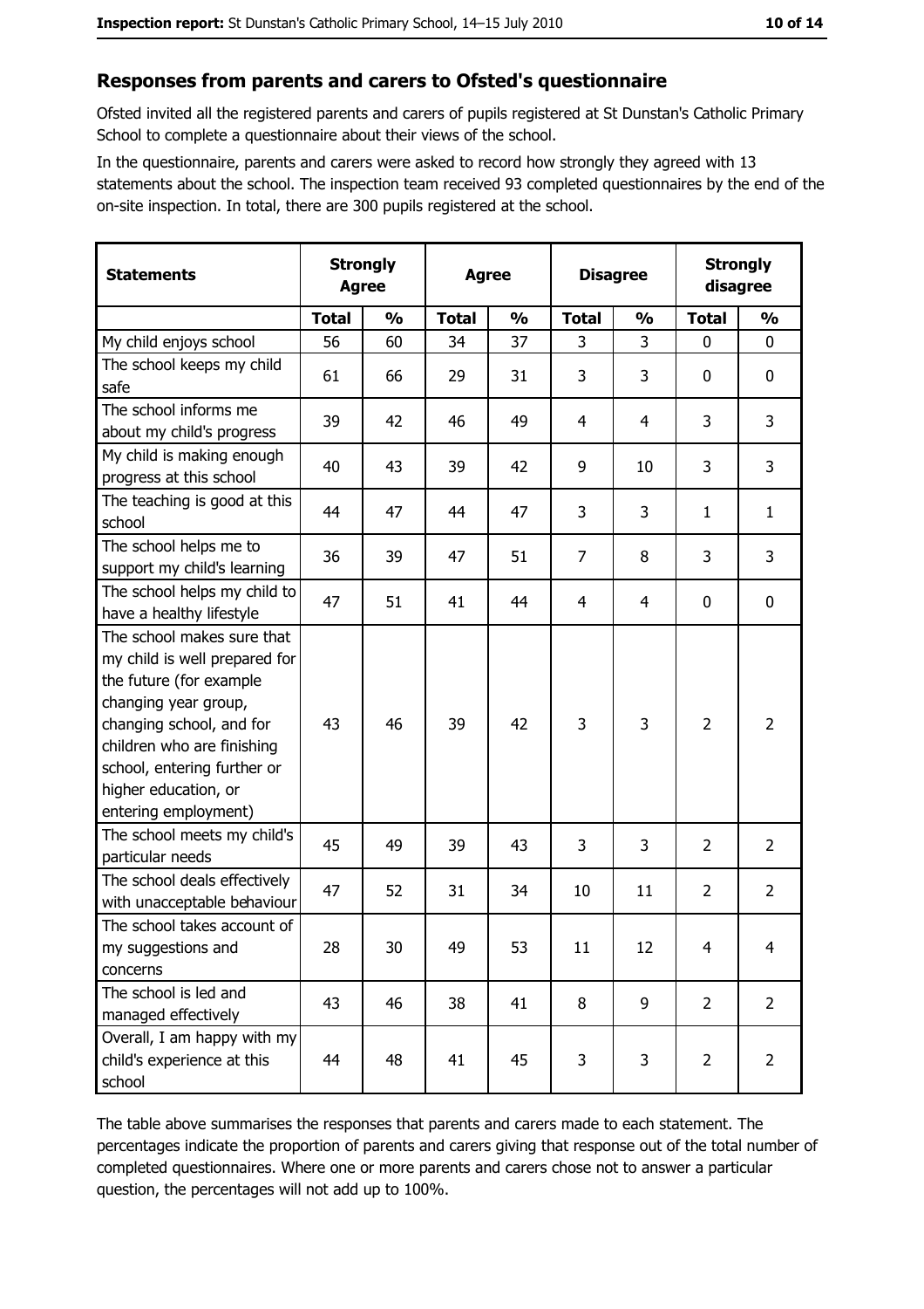## Responses from parents and carers to Ofsted's questionnaire

Ofsted invited all the registered parents and carers of pupils registered at St Dunstan's Catholic Primary School to complete a questionnaire about their views of the school.

In the questionnaire, parents and carers were asked to record how strongly they agreed with 13 statements about the school. The inspection team received 93 completed questionnaires by the end of the on-site inspection. In total, there are 300 pupils registered at the school.

| Statements | Strongly Agree | | Agree | | Disagree | | Strongly disagree | |
|---|---|---|---|---|---|---|---|---|
| | **Total** | **%** | **Total** | **%** | **Total** | **%** | **Total** | **%** |
| My child enjoys school | 56 | 60 | 34 | 37 | 3 | 3 | 0 | 0 |
| The school keeps my child safe | 61 | 66 | 29 | 31 | 3 | 3 | 0 | 0 |
| The school informs me about my child's progress | 39 | 42 | 46 | 49 | 4 | 4 | 3 | 3 |
| My child is making enough progress at this school | 40 | 43 | 39 | 42 | 9 | 10 | 3 | 3 |
| The teaching is good at this school | 44 | 47 | 44 | 47 | 3 | 3 | 1 | 1 |
| The school helps me to support my child's learning | 36 | 39 | 47 | 51 | 7 | 8 | 3 | 3 |
| The school helps my child to have a healthy lifestyle | 47 | 51 | 41 | 44 | 4 | 4 | 0 | 0 |
| The school makes sure that my child is well prepared for the future (for example changing year group, changing school, and for children who are finishing school, entering further or higher education, or entering employment) | 43 | 46 | 39 | 42 | 3 | 3 | 2 | 2 |
| The school meets my child's particular needs | 45 | 49 | 39 | 43 | 3 | 3 | 2 | 2 |
| The school deals effectively with unacceptable behaviour | 47 | 52 | 31 | 34 | 10 | 11 | 2 | 2 |
| The school takes account of my suggestions and concerns | 28 | 30 | 49 | 53 | 11 | 12 | 4 | 4 |
| The school is led and managed effectively | 43 | 46 | 38 | 41 | 8 | 9 | 2 | 2 |
| Overall, I am happy with my child's experience at this school | 44 | 48 | 41 | 45 | 3 | 3 | 2 | 2 |

The table above summarises the responses that parents and carers made to each statement. The percentages indicate the proportion of parents and carers giving that response out of the total number of completed questionnaires. Where one or more parents and carers chose not to answer a particular question, the percentages will not add up to 100%.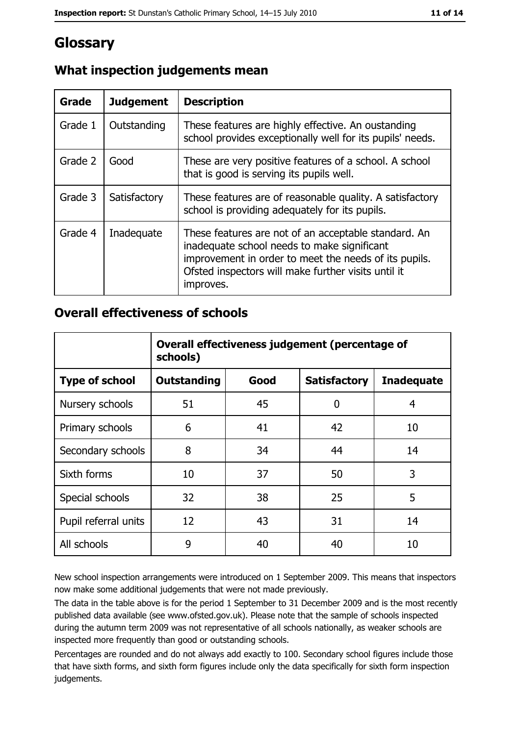# Glossary

## What inspection judgements mean

| Grade | Judgement | Description |
|---|---|---|
| Grade 1 | Outstanding | These features are highly effective. An oustanding school provides exceptionally well for its pupils' needs. |
| Grade 2 | Good | These are very positive features of a school. A school that is good is serving its pupils well. |
| Grade 3 | Satisfactory | These features are of reasonable quality. A satisfactory school is providing adequately for its pupils. |
| Grade 4 | Inadequate | These features are not of an acceptable standard. An inadequate school needs to make significant improvement in order to meet the needs of its pupils. Ofsted inspectors will make further visits until it improves. |

## Overall effectiveness of schools

| | Overall effectiveness judgement (percentage of schools) | | | |
|---|---|---|---|---|
| **Type of school** | **Outstanding** | **Good** | **Satisfactory** | **Inadequate** |
| Nursery schools | 51 | 45 | 0 | 4 |
| Primary schools | 6 | 41 | 42 | 10 |
| Secondary schools | 8 | 34 | 44 | 14 |
| Sixth forms | 10 | 37 | 50 | 3 |
| Special schools | 32 | 38 | 25 | 5 |
| Pupil referral units | 12 | 43 | 31 | 14 |
| All schools | 9 | 40 | 40 | 10 |

New school inspection arrangements were introduced on 1 September 2009. This means that inspectors now make some additional judgements that were not made previously.

The data in the table above is for the period 1 September to 31 December 2009 and is the most recently published data available (see www.ofsted.gov.uk). Please note that the sample of schools inspected during the autumn term 2009 was not representative of all schools nationally, as weaker schools are inspected more frequently than good or outstanding schools.

Percentages are rounded and do not always add exactly to 100. Secondary school figures include those that have sixth forms, and sixth form figures include only the data specifically for sixth form inspection judgements.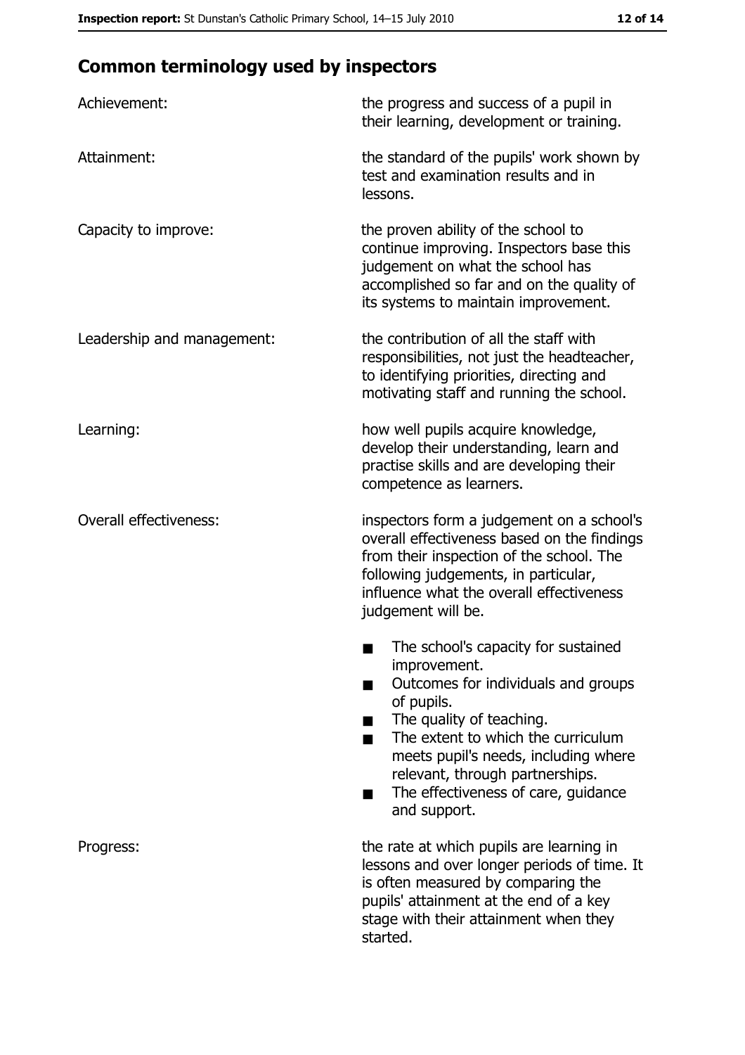## Common terminology used by inspectors

| | |
|---|---|
| Achievement: | the progress and success of a pupil in their learning, development or training. |
| Attainment: | the standard of the pupils' work shown by test and examination results and in lessons. |
| Capacity to improve: | the proven ability of the school to continue improving. Inspectors base this judgement on what the school has accomplished so far and on the quality of its systems to maintain improvement. |
| Leadership and management: | the contribution of all the staff with responsibilities, not just the headteacher, to identifying priorities, directing and motivating staff and running the school. |
| Learning: | how well pupils acquire knowledge, develop their understanding, learn and practise skills and are developing their competence as learners. |
| Overall effectiveness: | inspectors form a judgement on a school's overall effectiveness based on the findings from their inspection of the school. The following judgements, in particular, influence what the overall effectiveness judgement will be.<br>■ The school's capacity for sustained improvement.<br>■ Outcomes for individuals and groups of pupils.<br>■ The quality of teaching.<br>■ The extent to which the curriculum meets pupil's needs, including where relevant, through partnerships.<br>■ The effectiveness of care, guidance and support. |
| Progress: | the rate at which pupils are learning in lessons and over longer periods of time. It is often measured by comparing the pupils' attainment at the end of a key stage with their attainment when they started. |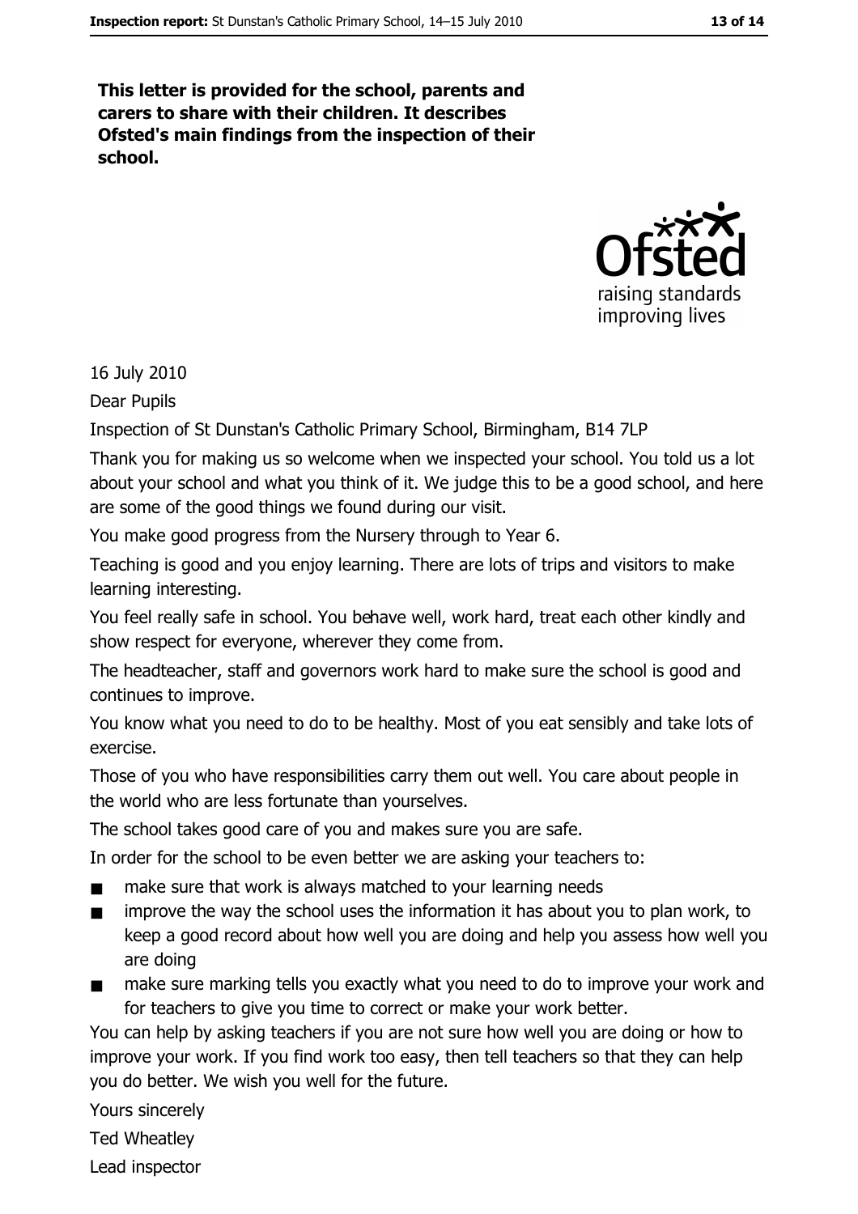**This letter is provided for the school, parents and carers to share with their children. It describes Ofsted's main findings from the inspection of their school.**

16 July 2010

Dear Pupils

Inspection of St Dunstan's Catholic Primary School, Birmingham, B14 7LP

Thank you for making us so welcome when we inspected your school. You told us a lot about your school and what you think of it. We judge this to be a good school, and here are some of the good things we found during our visit.

You make good progress from the Nursery through to Year 6.

Teaching is good and you enjoy learning. There are lots of trips and visitors to make learning interesting.

You feel really safe in school. You behave well, work hard, treat each other kindly and show respect for everyone, wherever they come from.

The headteacher, staff and governors work hard to make sure the school is good and continues to improve.

You know what you need to do to be healthy. Most of you eat sensibly and take lots of exercise.

Those of you who have responsibilities carry them out well. You care about people in the world who are less fortunate than yourselves.

The school takes good care of you and makes sure you are safe.

In order for the school to be even better we are asking your teachers to:

- make sure that work is always matched to your learning needs
- improve the way the school uses the information it has about you to plan work, to keep a good record about how well you are doing and help you assess how well you are doing
- make sure marking tells you exactly what you need to do to improve your work and for teachers to give you time to correct or make your work better.

You can help by asking teachers if you are not sure how well you are doing or how to improve your work. If you find work too easy, then tell teachers so that they can help you do better. We wish you well for the future.

Yours sincerely

Ted Wheatley

Lead inspector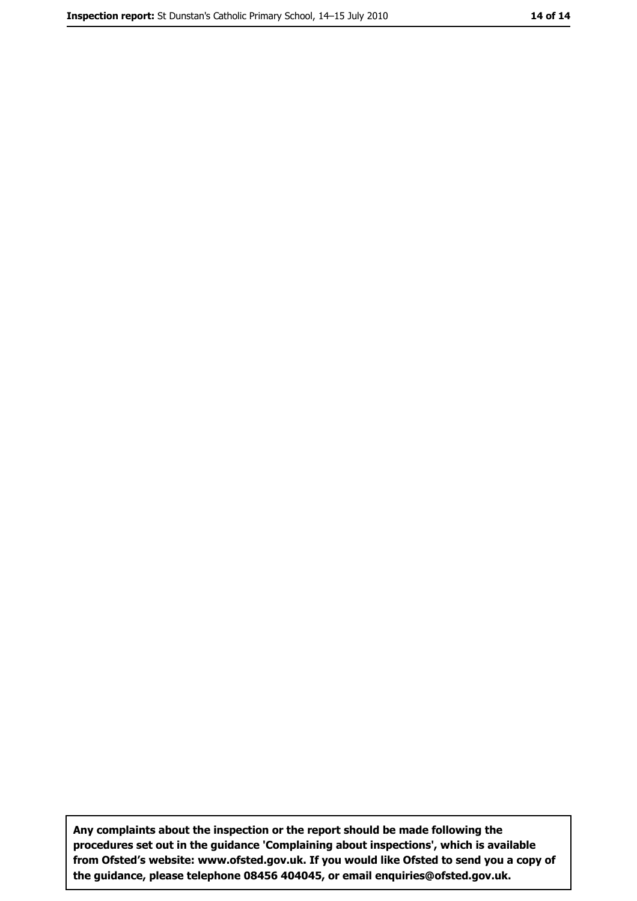**Any complaints about the inspection or the report should be made following the procedures set out in the guidance 'Complaining about inspections', which is available from Ofsted's website: www.ofsted.gov.uk. If you would like Ofsted to send you a copy of the guidance, please telephone 08456 404045, or email enquiries@ofsted.gov.uk.**